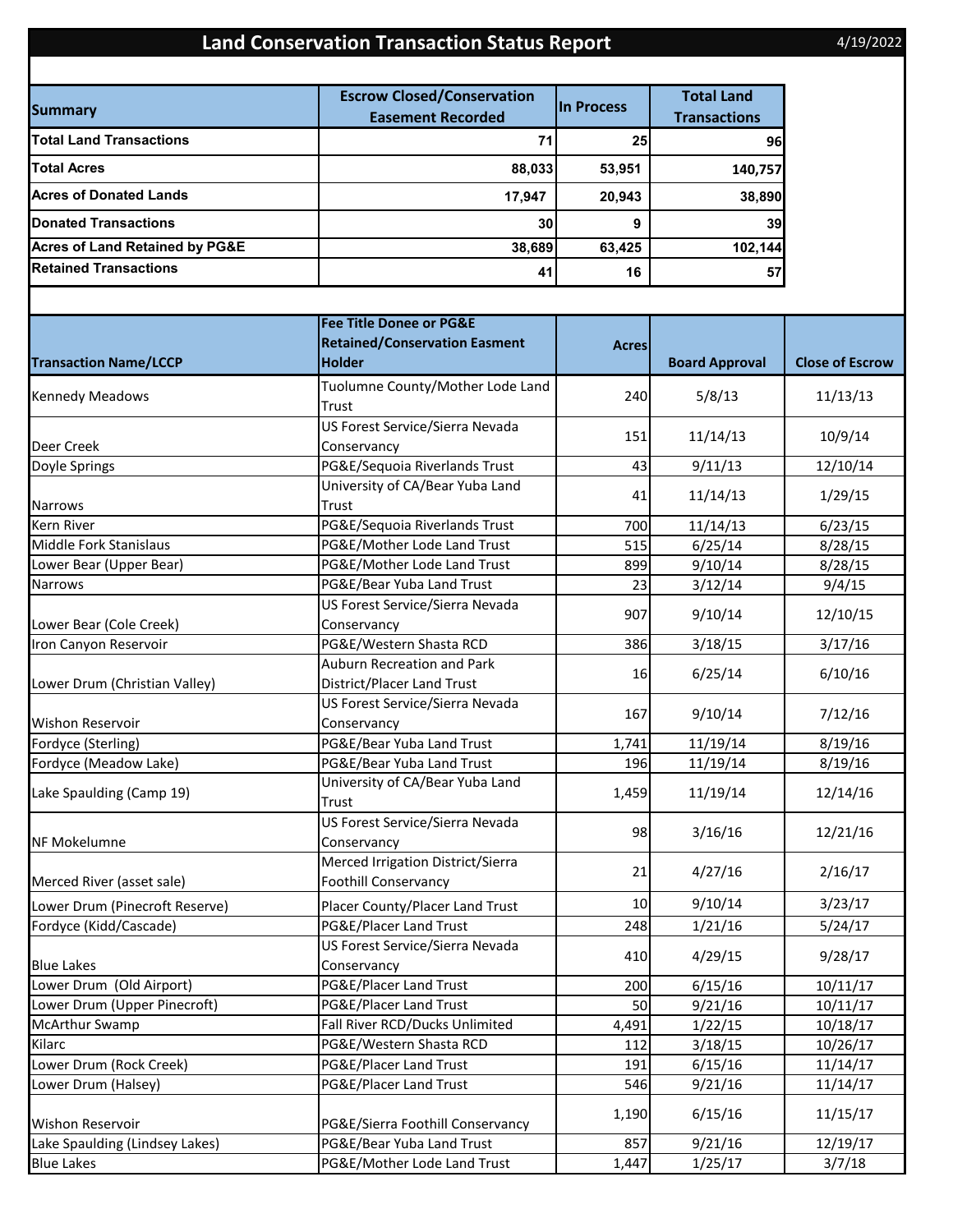# Land Conservation Transaction Status Report

4/19/2022

| Summary | Escrow Closed/Conservation Easement Recorded | In Process | Total Land Transactions |
|---|---|---|---|
| Total Land Transactions | 71 | 25 | 96 |
| Total Acres | 88,033 | 53,951 | 140,757 |
| Acres of Donated Lands | 17,947 | 20,943 | 38,890 |
| Donated Transactions | 30 | 9 | 39 |
| Acres of Land Retained by PG&E | 38,689 | 63,425 | 102,144 |
| Retained Transactions | 41 | 16 | 57 |

| Transaction Name/LCCP | Fee Title Donee or PG&E Retained/Conservation Easment Holder | Acres | Board Approval | Close of Escrow |
|---|---|---|---|---|
| Kennedy Meadows | Tuolumne County/Mother Lode Land Trust | 240 | 5/8/13 | 11/13/13 |
| Deer Creek | US Forest Service/Sierra Nevada Conservancy | 151 | 11/14/13 | 10/9/14 |
| Doyle Springs | PG&E/Sequoia Riverlands Trust | 43 | 9/11/13 | 12/10/14 |
| Narrows | University of CA/Bear Yuba Land Trust | 41 | 11/14/13 | 1/29/15 |
| Kern River | PG&E/Sequoia Riverlands Trust | 700 | 11/14/13 | 6/23/15 |
| Middle Fork Stanislaus | PG&E/Mother Lode Land Trust | 515 | 6/25/14 | 8/28/15 |
| Lower Bear (Upper Bear) | PG&E/Mother Lode Land Trust | 899 | 9/10/14 | 8/28/15 |
| Narrows | PG&E/Bear Yuba Land Trust | 23 | 3/12/14 | 9/4/15 |
| Lower Bear (Cole Creek) | US Forest Service/Sierra Nevada Conservancy | 907 | 9/10/14 | 12/10/15 |
| Iron Canyon Reservoir | PG&E/Western Shasta RCD | 386 | 3/18/15 | 3/17/16 |
| Lower Drum (Christian Valley) | Auburn Recreation and Park District/Placer Land Trust | 16 | 6/25/14 | 6/10/16 |
| Wishon Reservoir | US Forest Service/Sierra Nevada Conservancy | 167 | 9/10/14 | 7/12/16 |
| Fordyce (Sterling) | PG&E/Bear Yuba Land Trust | 1,741 | 11/19/14 | 8/19/16 |
| Fordyce (Meadow Lake) | PG&E/Bear Yuba Land Trust | 196 | 11/19/14 | 8/19/16 |
| Lake Spaulding (Camp 19) | University of CA/Bear Yuba Land Trust | 1,459 | 11/19/14 | 12/14/16 |
| NF Mokelumne | US Forest Service/Sierra Nevada Conservancy | 98 | 3/16/16 | 12/21/16 |
| Merced River (asset sale) | Merced Irrigation District/Sierra Foothill Conservancy | 21 | 4/27/16 | 2/16/17 |
| Lower Drum (Pinecroft Reserve) | Placer County/Placer Land Trust | 10 | 9/10/14 | 3/23/17 |
| Fordyce (Kidd/Cascade) | PG&E/Placer Land Trust | 248 | 1/21/16 | 5/24/17 |
| Blue Lakes | US Forest Service/Sierra Nevada Conservancy | 410 | 4/29/15 | 9/28/17 |
| Lower Drum  (Old Airport) | PG&E/Placer Land Trust | 200 | 6/15/16 | 10/11/17 |
| Lower Drum (Upper Pinecroft) | PG&E/Placer Land Trust | 50 | 9/21/16 | 10/11/17 |
| McArthur Swamp | Fall River RCD/Ducks Unlimited | 4,491 | 1/22/15 | 10/18/17 |
| Kilarc | PG&E/Western Shasta RCD | 112 | 3/18/15 | 10/26/17 |
| Lower Drum (Rock Creek) | PG&E/Placer Land Trust | 191 | 6/15/16 | 11/14/17 |
| Lower Drum (Halsey) | PG&E/Placer Land Trust | 546 | 9/21/16 | 11/14/17 |
| Wishon Reservoir | PG&E/Sierra Foothill Conservancy | 1,190 | 6/15/16 | 11/15/17 |
| Lake Spaulding (Lindsey Lakes) | PG&E/Bear Yuba Land Trust | 857 | 9/21/16 | 12/19/17 |
| Blue Lakes | PG&E/Mother Lode Land Trust | 1,447 | 1/25/17 | 3/7/18 |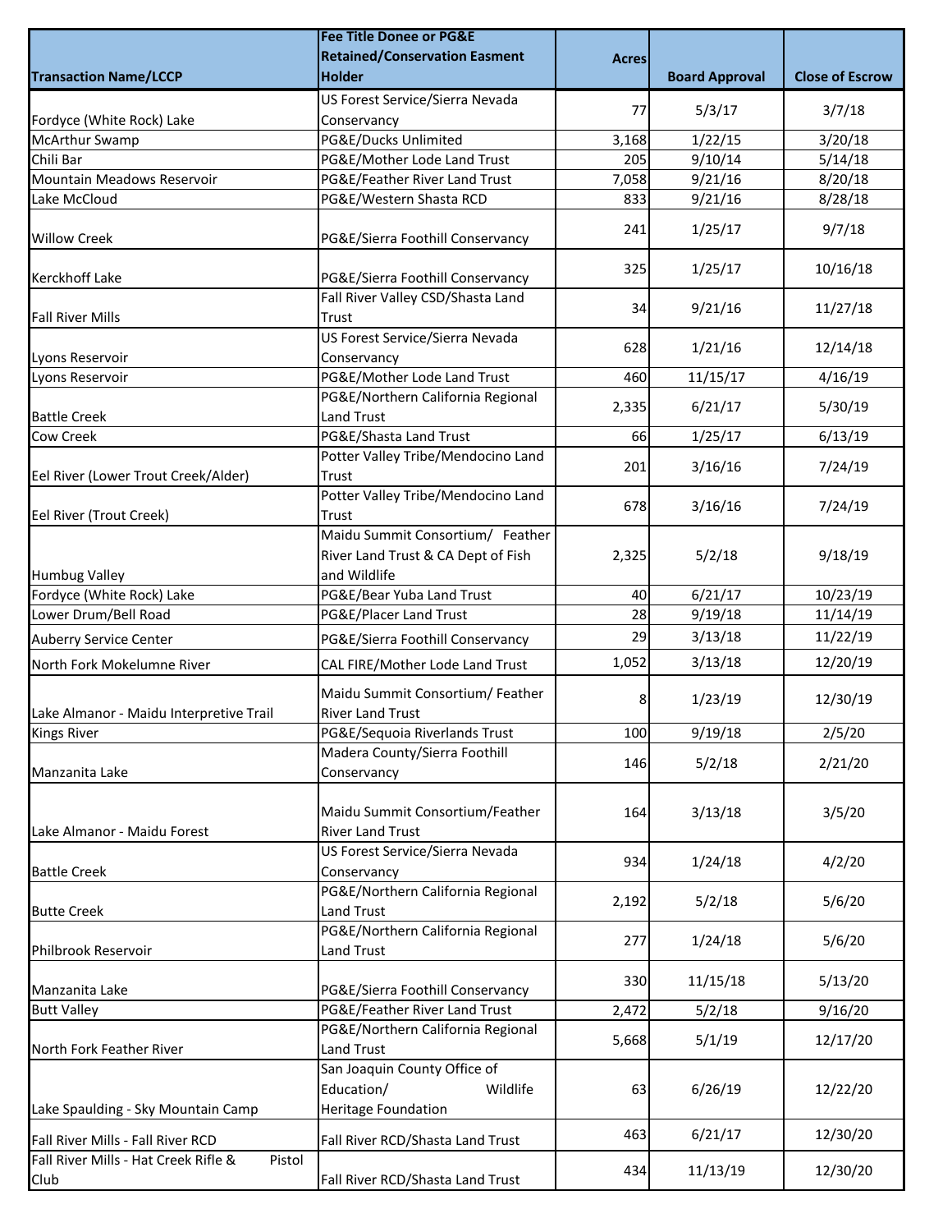| Transaction Name/LCCP | Fee Title Donee or PG&E Retained/Conservation Easment Holder | Acres | Board Approval | Close of Escrow |
|---|---|---|---|---|
| Fordyce (White Rock) Lake | US Forest Service/Sierra Nevada Conservancy | 77 | 5/3/17 | 3/7/18 |
| McArthur Swamp | PG&E/Ducks Unlimited | 3,168 | 1/22/15 | 3/20/18 |
| Chili Bar | PG&E/Mother Lode Land Trust | 205 | 9/10/14 | 5/14/18 |
| Mountain Meadows Reservoir | PG&E/Feather River Land Trust | 7,058 | 9/21/16 | 8/20/18 |
| Lake McCloud | PG&E/Western Shasta RCD | 833 | 9/21/16 | 8/28/18 |
| Willow Creek | PG&E/Sierra Foothill Conservancy | 241 | 1/25/17 | 9/7/18 |
| Kerckhoff Lake | PG&E/Sierra Foothill Conservancy | 325 | 1/25/17 | 10/16/18 |
| Fall River Mills | Fall River Valley CSD/Shasta Land Trust | 34 | 9/21/16 | 11/27/18 |
| Lyons Reservoir | US Forest Service/Sierra Nevada Conservancy | 628 | 1/21/16 | 12/14/18 |
| Lyons Reservoir | PG&E/Mother Lode Land Trust | 460 | 11/15/17 | 4/16/19 |
| Battle Creek | PG&E/Northern California Regional Land Trust | 2,335 | 6/21/17 | 5/30/19 |
| Cow Creek | PG&E/Shasta Land Trust | 66 | 1/25/17 | 6/13/19 |
| Eel River (Lower Trout Creek/Alder) | Potter Valley Tribe/Mendocino Land Trust | 201 | 3/16/16 | 7/24/19 |
| Eel River (Trout Creek) | Potter Valley Tribe/Mendocino Land Trust | 678 | 3/16/16 | 7/24/19 |
| Humbug Valley | Maidu Summit Consortium/ Feather River Land Trust & CA Dept of Fish and Wildlife | 2,325 | 5/2/18 | 9/18/19 |
| Fordyce (White Rock) Lake | PG&E/Bear Yuba Land Trust | 40 | 6/21/17 | 10/23/19 |
| Lower Drum/Bell Road | PG&E/Placer Land Trust | 28 | 9/19/18 | 11/14/19 |
| Auberry Service Center | PG&E/Sierra Foothill Conservancy | 29 | 3/13/18 | 11/22/19 |
| North Fork Mokelumne River | CAL FIRE/Mother Lode Land Trust | 1,052 | 3/13/18 | 12/20/19 |
| Lake Almanor - Maidu Interpretive Trail | Maidu Summit Consortium/ Feather River Land Trust | 8 | 1/23/19 | 12/30/19 |
| Kings River | PG&E/Sequoia Riverlands Trust | 100 | 9/19/18 | 2/5/20 |
| Manzanita Lake | Madera County/Sierra Foothill Conservancy | 146 | 5/2/18 | 2/21/20 |
| Lake Almanor - Maidu Forest | Maidu Summit Consortium/Feather River Land Trust | 164 | 3/13/18 | 3/5/20 |
| Battle Creek | US Forest Service/Sierra Nevada Conservancy | 934 | 1/24/18 | 4/2/20 |
| Butte Creek | PG&E/Northern California Regional Land Trust | 2,192 | 5/2/18 | 5/6/20 |
| Philbrook Reservoir | PG&E/Northern California Regional Land Trust | 277 | 1/24/18 | 5/6/20 |
| Manzanita Lake | PG&E/Sierra Foothill Conservancy | 330 | 11/15/18 | 5/13/20 |
| Butt Valley | PG&E/Feather River Land Trust | 2,472 | 5/2/18 | 9/16/20 |
| North Fork Feather River | PG&E/Northern California Regional Land Trust | 5,668 | 5/1/19 | 12/17/20 |
| Lake Spaulding - Sky Mountain Camp | San Joaquin County Office of Education/ Wildlife Heritage Foundation | 63 | 6/26/19 | 12/22/20 |
| Fall River Mills - Fall River RCD | Fall River RCD/Shasta Land Trust | 463 | 6/21/17 | 12/30/20 |
| Fall River Mills - Hat Creek Rifle & Pistol Club | Fall River RCD/Shasta Land Trust | 434 | 11/13/19 | 12/30/20 |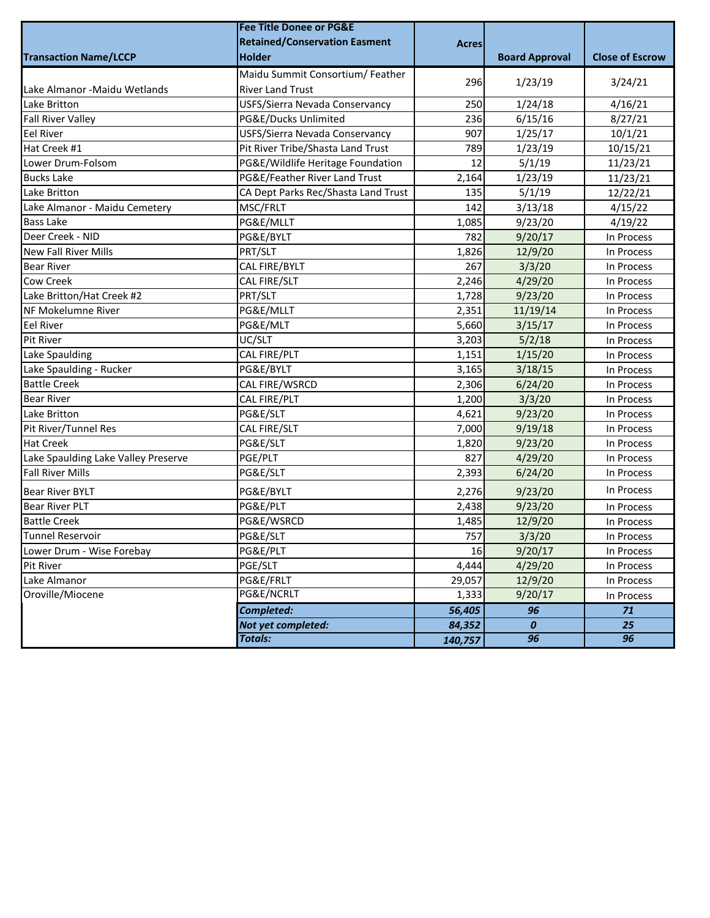| Transaction Name/LCCP | Fee Title Donee or PG&E Retained/Conservation Easment Holder | Acres | Board Approval | Close of Escrow |
|---|---|---|---|---|
| Lake Almanor -Maidu Wetlands | Maidu Summit Consortium/ Feather River Land Trust | 296 | 1/23/19 | 3/24/21 |
| Lake Britton | USFS/Sierra Nevada Conservancy | 250 | 1/24/18 | 4/16/21 |
| Fall River Valley | PG&E/Ducks Unlimited | 236 | 6/15/16 | 8/27/21 |
| Eel River | USFS/Sierra Nevada Conservancy | 907 | 1/25/17 | 10/1/21 |
| Hat Creek #1 | Pit River Tribe/Shasta Land Trust | 789 | 1/23/19 | 10/15/21 |
| Lower Drum-Folsom | PG&E/Wildlife Heritage Foundation | 12 | 5/1/19 | 11/23/21 |
| Bucks Lake | PG&E/Feather River Land Trust | 2,164 | 1/23/19 | 11/23/21 |
| Lake Britton | CA Dept Parks Rec/Shasta Land Trust | 135 | 5/1/19 | 12/22/21 |
| Lake Almanor - Maidu Cemetery | MSC/FRLT | 142 | 3/13/18 | 4/15/22 |
| Bass Lake | PG&E/MLLT | 1,085 | 9/23/20 | 4/19/22 |
| Deer Creek - NID | PG&E/BYLT | 782 | 9/20/17 | In Process |
| New Fall River Mills | PRT/SLT | 1,826 | 12/9/20 | In Process |
| Bear River | CAL FIRE/BYLT | 267 | 3/3/20 | In Process |
| Cow Creek | CAL FIRE/SLT | 2,246 | 4/29/20 | In Process |
| Lake Britton/Hat Creek #2 | PRT/SLT | 1,728 | 9/23/20 | In Process |
| NF Mokelumne River | PG&E/MLLT | 2,351 | 11/19/14 | In Process |
| Eel River | PG&E/MLT | 5,660 | 3/15/17 | In Process |
| Pit River | UC/SLT | 3,203 | 5/2/18 | In Process |
| Lake Spaulding | CAL FIRE/PLT | 1,151 | 1/15/20 | In Process |
| Lake Spaulding - Rucker | PG&E/BYLT | 3,165 | 3/18/15 | In Process |
| Battle Creek | CAL FIRE/WSRCD | 2,306 | 6/24/20 | In Process |
| Bear River | CAL FIRE/PLT | 1,200 | 3/3/20 | In Process |
| Lake Britton | PG&E/SLT | 4,621 | 9/23/20 | In Process |
| Pit River/Tunnel Res | CAL FIRE/SLT | 7,000 | 9/19/18 | In Process |
| Hat Creek | PG&E/SLT | 1,820 | 9/23/20 | In Process |
| Lake Spaulding Lake Valley Preserve | PGE/PLT | 827 | 4/29/20 | In Process |
| Fall River Mills | PG&E/SLT | 2,393 | 6/24/20 | In Process |
| Bear River BYLT | PG&E/BYLT | 2,276 | 9/23/20 | In Process |
| Bear River PLT | PG&E/PLT | 2,438 | 9/23/20 | In Process |
| Battle Creek | PG&E/WSRCD | 1,485 | 12/9/20 | In Process |
| Tunnel Reservoir | PG&E/SLT | 757 | 3/3/20 | In Process |
| Lower Drum - Wise Forebay | PG&E/PLT | 16 | 9/20/17 | In Process |
| Pit River | PGE/SLT | 4,444 | 4/29/20 | In Process |
| Lake Almanor | PG&E/FRLT | 29,057 | 12/9/20 | In Process |
| Oroville/Miocene | PG&E/NCRLT | 1,333 | 9/20/17 | In Process |
| | ***Completed:*** | ***56,405*** | ***96*** | ***71*** |
| | ***Not yet completed:*** | ***84,352*** | ***0*** | ***25*** |
| | ***Totals:*** | ***140,757*** | ***96*** | ***96*** |